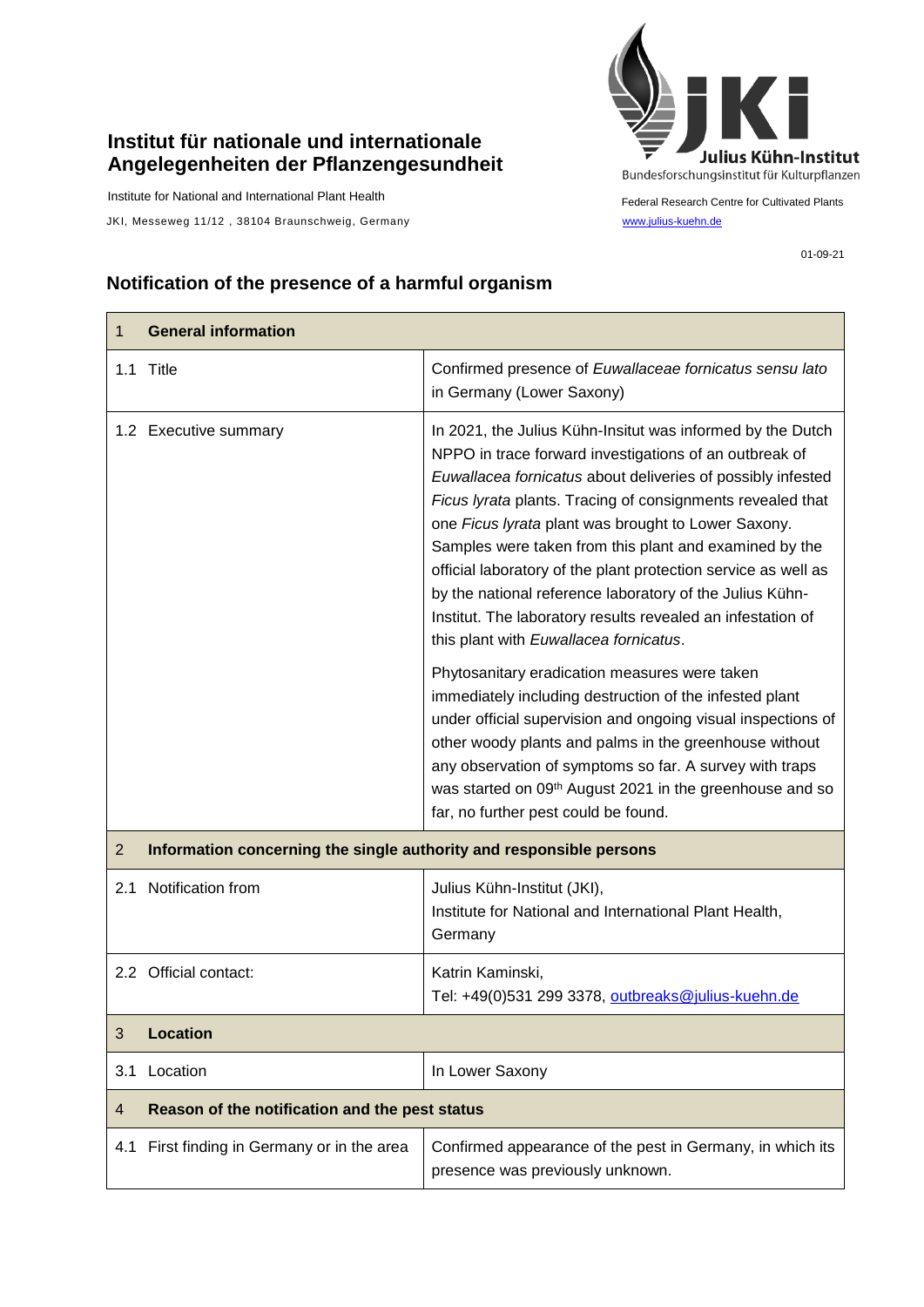**Institut für nationale und internationale Angelegenheiten der Pflanzengesundheit**

Institute for National and International Plant Health

JKI, Messeweg 11/12 , 38104 Braunschweig, Germany

Julius Kühn-Institut
Bundesforschungsinstitut für Kulturpflanzen

Federal Research Centre for Cultivated Plants
www.julius-kuehn.de

01-09-21

## Notification of the presence of a harmful organism

| 1 **General information** | |
|---|---|
| 1.1 Title | Confirmed presence of *Euwallaceae fornicatus sensu lato* in Germany (Lower Saxony) |
| 1.2 Executive summary | In 2021, the Julius Kühn-Insitut was informed by the Dutch NPPO in trace forward investigations of an outbreak of *Euwallacea fornicatus* about deliveries of possibly infested *Ficus lyrata* plants. Tracing of consignments revealed that one *Ficus lyrata* plant was brought to Lower Saxony. Samples were taken from this plant and examined by the official laboratory of the plant protection service as well as by the national reference laboratory of the Julius Kühn-Institut. The laboratory results revealed an infestation of this plant with *Euwallacea fornicatus*.<br><br>Phytosanitary eradication measures were taken immediately including destruction of the infested plant under official supervision and ongoing visual inspections of other woody plants and palms in the greenhouse without any observation of symptoms so far. A survey with traps was started on 09th August 2021 in the greenhouse and so far, no further pest could be found. |
| 2 **Information concerning the single authority and responsible persons** | |
| 2.1 Notification from | Julius Kühn-Institut (JKI),<br>Institute for National and International Plant Health, Germany |
| 2.2 Official contact: | Katrin Kaminski,<br>Tel: +49(0)531 299 3378, outbreaks@julius-kuehn.de |
| 3 **Location** | |
| 3.1 Location | In Lower Saxony |
| 4 **Reason of the notification and the pest status** | |
| 4.1 First finding in Germany or in the area | Confirmed appearance of the pest in Germany, in which its presence was previously unknown. |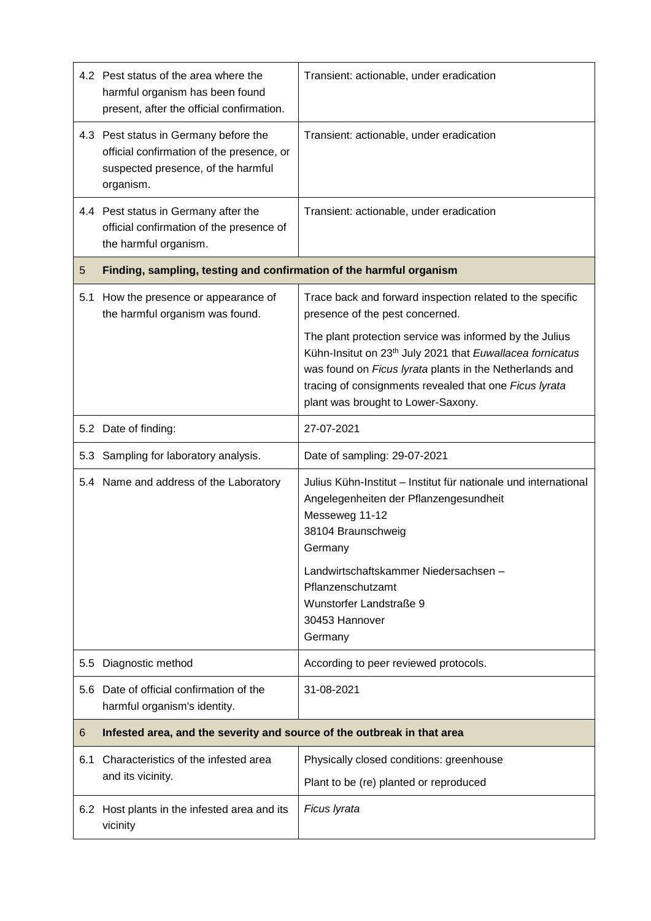| | | |
|---|---|---|
| 4.2 | Pest status of the area where the harmful organism has been found present, after the official confirmation. | Transient: actionable, under eradication |
| 4.3 | Pest status in Germany before the official confirmation of the presence, or suspected presence, of the harmful organism. | Transient: actionable, under eradication |
| 4.4 | Pest status in Germany after the official confirmation of the presence of the harmful organism. | Transient: actionable, under eradication |
| **5** | **Finding, sampling, testing and confirmation of the harmful organism** | |
| 5.1 | How the presence or appearance of the harmful organism was found. | Trace back and forward inspection related to the specific presence of the pest concerned.<br><br>The plant protection service was informed by the Julius Kühn-Insitut on 23th July 2021 that *Euwallacea fornicatus* was found on *Ficus lyrata* plants in the Netherlands and tracing of consignments revealed that one *Ficus lyrata* plant was brought to Lower-Saxony. |
| 5.2 | Date of finding: | 27-07-2021 |
| 5.3 | Sampling for laboratory analysis. | Date of sampling: 29-07-2021 |
| 5.4 | Name and address of the Laboratory | Julius Kühn-Institut – Institut für nationale und international Angelegenheiten der Pflanzengesundheit<br>Messeweg 11-12<br>38104 Braunschweig<br>Germany<br><br>Landwirtschaftskammer Niedersachsen – Pflanzenschutzamt<br>Wunstorfer Landstraße 9<br>30453 Hannover<br>Germany |
| 5.5 | Diagnostic method | According to peer reviewed protocols. |
| 5.6 | Date of official confirmation of the harmful organism's identity. | 31-08-2021 |
| **6** | **Infested area, and the severity and source of the outbreak in that area** | |
| 6.1 | Characteristics of the infested area and its vicinity. | Physically closed conditions: greenhouse<br>Plant to be (re) planted or reproduced |
| 6.2 | Host plants in the infested area and its vicinity | *Ficus lyrata* |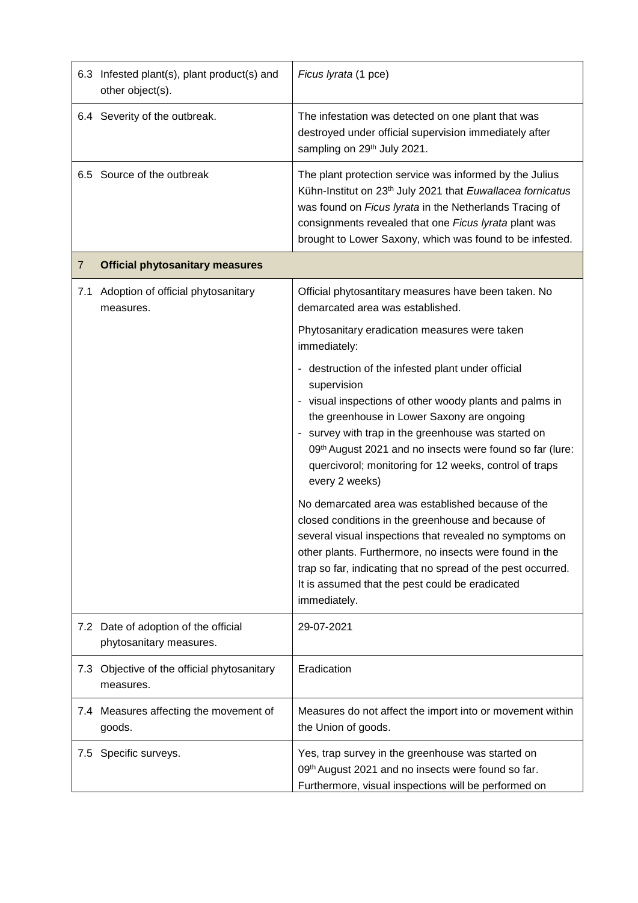| | | |
|---|---|---|
| 6.3 | Infested plant(s), plant product(s) and other object(s). | *Ficus lyrata* (1 pce) |
| 6.4 | Severity of the outbreak. | The infestation was detected on one plant that was destroyed under official supervision immediately after sampling on 29th July 2021. |
| 6.5 | Source of the outbreak | The plant protection service was informed by the Julius Kühn-Institut on 23th July 2021 that *Euwallacea fornicatus* was found on *Ficus lyrata* in the Netherlands Tracing of consignments revealed that one *Ficus lyrata* plant was brought to Lower Saxony, which was found to be infested. |
| **7** | **Official phytosanitary measures** | |
| 7.1 | Adoption of official phytosanitary measures. | Official phytosantitary measures have been taken. No demarcated area was established.<br><br>Phytosanitary eradication measures were taken immediately:<br><br>- destruction of the infested plant under official supervision<br>- visual inspections of other woody plants and palms in the greenhouse in Lower Saxony are ongoing<br>- survey with trap in the greenhouse was started on 09th August 2021 and no insects were found so far (lure: quercivorol; monitoring for 12 weeks, control of traps every 2 weeks)<br><br>No demarcated area was established because of the closed conditions in the greenhouse and because of several visual inspections that revealed no symptoms on other plants. Furthermore, no insects were found in the trap so far, indicating that no spread of the pest occurred. It is assumed that the pest could be eradicated immediately. |
| 7.2 | Date of adoption of the official phytosanitary measures. | 29-07-2021 |
| 7.3 | Objective of the official phytosanitary measures. | Eradication |
| 7.4 | Measures affecting the movement of goods. | Measures do not affect the import into or movement within the Union of goods. |
| 7.5 | Specific surveys. | Yes, trap survey in the greenhouse was started on 09th August 2021 and no insects were found so far. Furthermore, visual inspections will be performed on |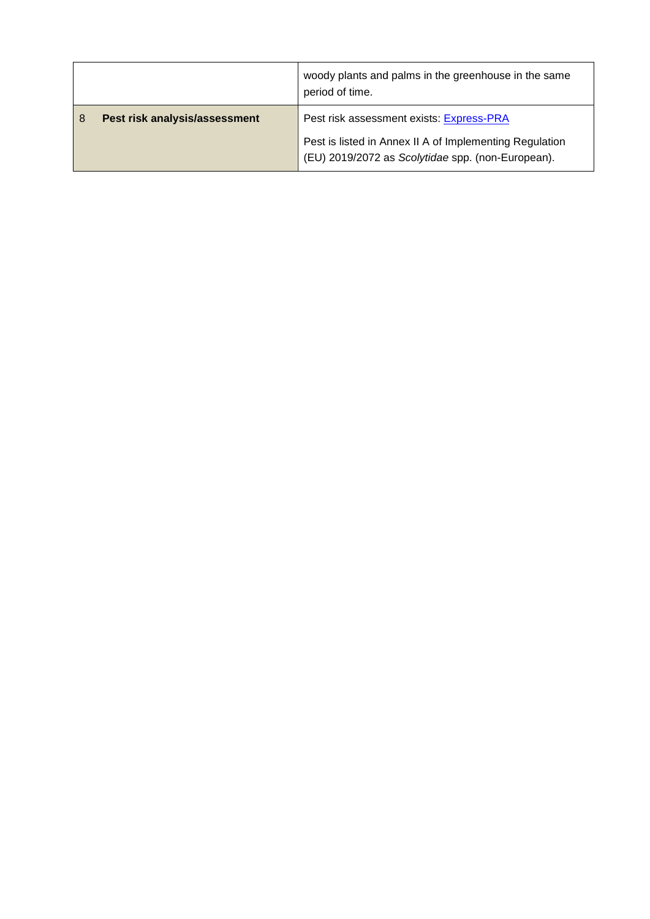| | | |
|---|---|---|
| | | woody plants and palms in the greenhouse in the same period of time. |
| 8 | **Pest risk analysis/assessment** | Pest risk assessment exists: Express-PRA<br><br>Pest is listed in Annex II A of Implementing Regulation (EU) 2019/2072 as *Scolytidae* spp. (non-European). |